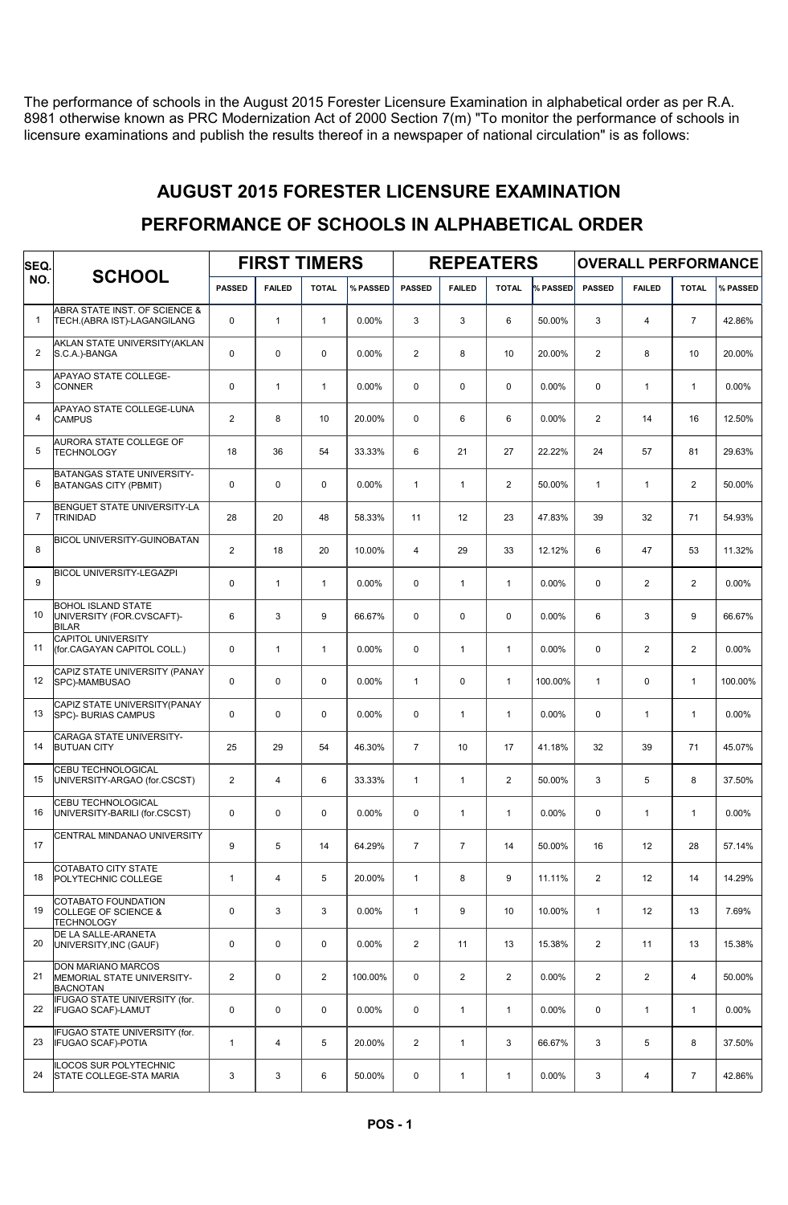The performance of schools in the August 2015 Forester Licensure Examination in alphabetical order as per R.A. 8981 otherwise known as PRC Modernization Act of 2000 Section 7(m) "To monitor the performance of schools in licensure examinations and publish the results thereof in a newspaper of national circulation" is as follows:

## AUGUST 2015 FORESTER LICENSURE EXAMINATION

## PERFORMANCE OF SCHOOLS IN ALPHABETICAL ORDER

| SEQ. NO. | SCHOOL | FIRST TIMERS | | | | REPEATERS | | | | OVERALL PERFORMANCE | | | |
|---|---|---|---|---|---|---|---|---|---|---|---|---|---|
| | | PASSED | FAILED | TOTAL | % PASSED | PASSED | FAILED | TOTAL | % PASSED | PASSED | FAILED | TOTAL | % PASSED |
| 1 | ABRA STATE INST. OF SCIENCE & TECH.(ABRA IST)-LAGANGILANG | 0 | 1 | 1 | 0.00% | 3 | 3 | 6 | 50.00% | 3 | 4 | 7 | 42.86% |
| 2 | AKLAN STATE UNIVERSITY(AKLAN S.C.A.)-BANGA | 0 | 0 | 0 | 0.00% | 2 | 8 | 10 | 20.00% | 2 | 8 | 10 | 20.00% |
| 3 | APAYAO STATE COLLEGE-CONNER | 0 | 1 | 1 | 0.00% | 0 | 0 | 0 | 0.00% | 0 | 1 | 1 | 0.00% |
| 4 | APAYAO STATE COLLEGE-LUNA CAMPUS | 2 | 8 | 10 | 20.00% | 0 | 6 | 6 | 0.00% | 2 | 14 | 16 | 12.50% |
| 5 | AURORA STATE COLLEGE OF TECHNOLOGY | 18 | 36 | 54 | 33.33% | 6 | 21 | 27 | 22.22% | 24 | 57 | 81 | 29.63% |
| 6 | BATANGAS STATE UNIVERSITY-BATANGAS CITY (PBMIT) | 0 | 0 | 0 | 0.00% | 1 | 1 | 2 | 50.00% | 1 | 1 | 2 | 50.00% |
| 7 | BENGUET STATE UNIVERSITY-LA TRINIDAD | 28 | 20 | 48 | 58.33% | 11 | 12 | 23 | 47.83% | 39 | 32 | 71 | 54.93% |
| 8 | BICOL UNIVERSITY-GUINOBATAN | 2 | 18 | 20 | 10.00% | 4 | 29 | 33 | 12.12% | 6 | 47 | 53 | 11.32% |
| 9 | BICOL UNIVERSITY-LEGAZPI | 0 | 1 | 1 | 0.00% | 0 | 1 | 1 | 0.00% | 0 | 2 | 2 | 0.00% |
| 10 | BOHOL ISLAND STATE UNIVERSITY (FOR.CVSCAFT)-BILAR | 6 | 3 | 9 | 66.67% | 0 | 0 | 0 | 0.00% | 6 | 3 | 9 | 66.67% |
| 11 | CAPITOL UNIVERSITY (for.CAGAYAN CAPITOL COLL.) | 0 | 1 | 1 | 0.00% | 0 | 1 | 1 | 0.00% | 0 | 2 | 2 | 0.00% |
| 12 | CAPIZ STATE UNIVERSITY (PANAY SPC)-MAMBUSAO | 0 | 0 | 0 | 0.00% | 1 | 0 | 1 | 100.00% | 1 | 0 | 1 | 100.00% |
| 13 | CAPIZ STATE UNIVERSITY(PANAY SPC)- BURIAS CAMPUS | 0 | 0 | 0 | 0.00% | 0 | 1 | 1 | 0.00% | 0 | 1 | 1 | 0.00% |
| 14 | CARAGA STATE UNIVERSITY-BUTUAN CITY | 25 | 29 | 54 | 46.30% | 7 | 10 | 17 | 41.18% | 32 | 39 | 71 | 45.07% |
| 15 | CEBU TECHNOLOGICAL UNIVERSITY-ARGAO (for.CSCST) | 2 | 4 | 6 | 33.33% | 1 | 1 | 2 | 50.00% | 3 | 5 | 8 | 37.50% |
| 16 | CEBU TECHNOLOGICAL UNIVERSITY-BARILI (for.CSCST) | 0 | 0 | 0 | 0.00% | 0 | 1 | 1 | 0.00% | 0 | 1 | 1 | 0.00% |
| 17 | CENTRAL MINDANAO UNIVERSITY | 9 | 5 | 14 | 64.29% | 7 | 7 | 14 | 50.00% | 16 | 12 | 28 | 57.14% |
| 18 | COTABATO CITY STATE POLYTECHNIC COLLEGE | 1 | 4 | 5 | 20.00% | 1 | 8 | 9 | 11.11% | 2 | 12 | 14 | 14.29% |
| 19 | COTABATO FOUNDATION COLLEGE OF SCIENCE & TECHNOLOGY | 0 | 3 | 3 | 0.00% | 1 | 9 | 10 | 10.00% | 1 | 12 | 13 | 7.69% |
| 20 | DE LA SALLE-ARANETA UNIVERSITY,INC (GAUF) | 0 | 0 | 0 | 0.00% | 2 | 11 | 13 | 15.38% | 2 | 11 | 13 | 15.38% |
| 21 | DON MARIANO MARCOS MEMORIAL STATE UNIVERSITY-BACNOTAN | 2 | 0 | 2 | 100.00% | 0 | 2 | 2 | 0.00% | 2 | 2 | 4 | 50.00% |
| 22 | IFUGAO STATE UNIVERSITY (for. IFUGAO SCAF)-LAMUT | 0 | 0 | 0 | 0.00% | 0 | 1 | 1 | 0.00% | 0 | 1 | 1 | 0.00% |
| 23 | IFUGAO STATE UNIVERSITY (for. IFUGAO SCAF)-POTIA | 1 | 4 | 5 | 20.00% | 2 | 1 | 3 | 66.67% | 3 | 5 | 8 | 37.50% |
| 24 | ILOCOS SUR POLYTECHNIC STATE COLLEGE-STA MARIA | 3 | 3 | 6 | 50.00% | 0 | 1 | 1 | 0.00% | 3 | 4 | 7 | 42.86% |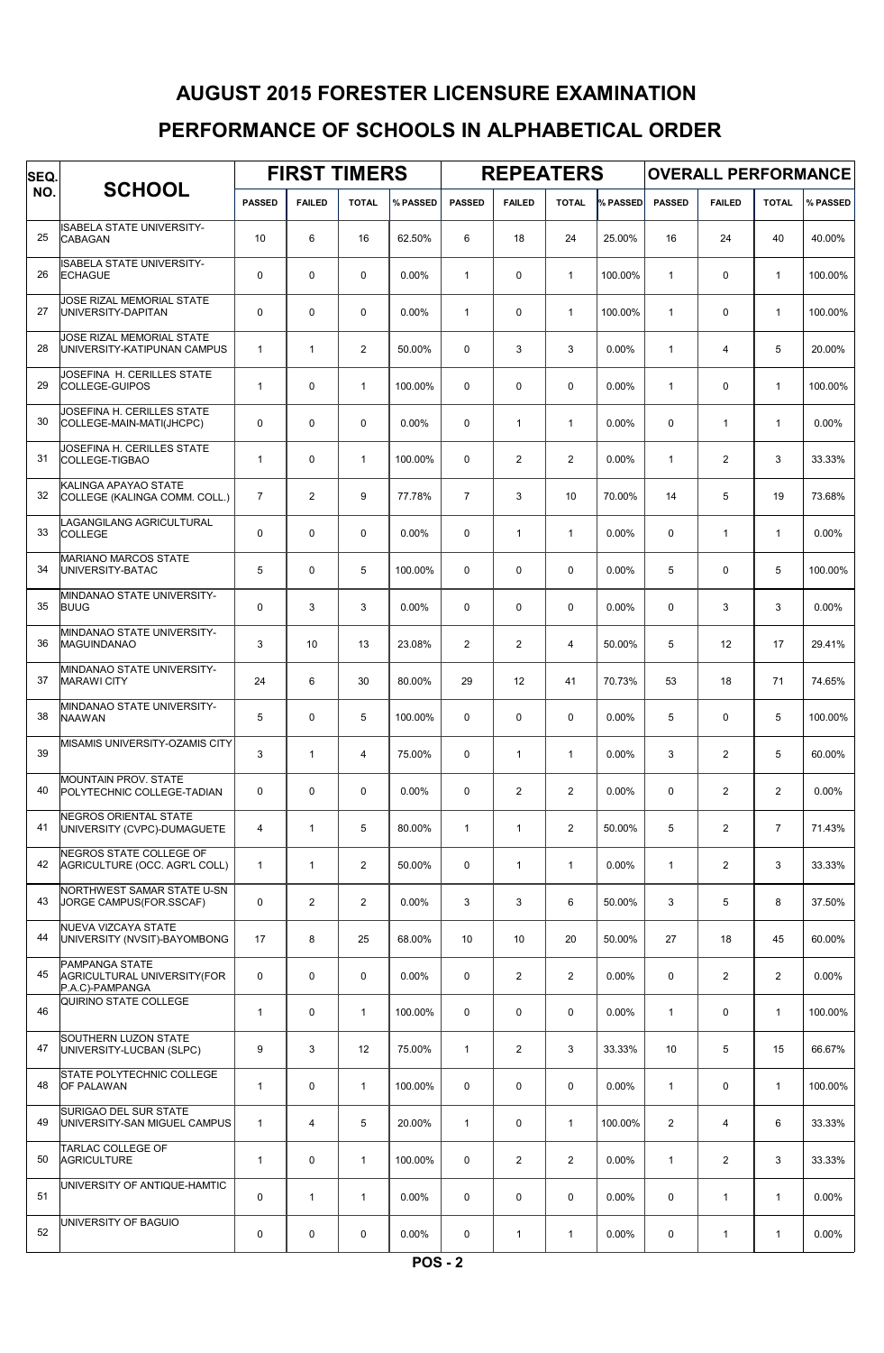# AUGUST 2015 FORESTER LICENSURE EXAMINATION

## PERFORMANCE OF SCHOOLS IN ALPHABETICAL ORDER

| SEQ. NO. | SCHOOL | FIRST TIMERS | | | | REPEATERS | | | | OVERALL PERFORMANCE | | | |
|---|---|---|---|---|---|---|---|---|---|---|---|---|---|
| | | PASSED | FAILED | TOTAL | % PASSED | PASSED | FAILED | TOTAL | % PASSED | PASSED | FAILED | TOTAL | % PASSED |
| 25 | ISABELA STATE UNIVERSITY-CABAGAN | 10 | 6 | 16 | 62.50% | 6 | 18 | 24 | 25.00% | 16 | 24 | 40 | 40.00% |
| 26 | ISABELA STATE UNIVERSITY-ECHAGUE | 0 | 0 | 0 | 0.00% | 1 | 0 | 1 | 100.00% | 1 | 0 | 1 | 100.00% |
| 27 | JOSE RIZAL MEMORIAL STATE UNIVERSITY-DAPITAN | 0 | 0 | 0 | 0.00% | 1 | 0 | 1 | 100.00% | 1 | 0 | 1 | 100.00% |
| 28 | JOSE RIZAL MEMORIAL STATE UNIVERSITY-KATIPUNAN CAMPUS | 1 | 1 | 2 | 50.00% | 0 | 3 | 3 | 0.00% | 1 | 4 | 5 | 20.00% |
| 29 | JOSEFINA H. CERILLES STATE COLLEGE-GUIPOS | 1 | 0 | 1 | 100.00% | 0 | 0 | 0 | 0.00% | 1 | 0 | 1 | 100.00% |
| 30 | JOSEFINA H. CERILLES STATE COLLEGE-MAIN-MATI(JHCPC) | 0 | 0 | 0 | 0.00% | 0 | 1 | 1 | 0.00% | 0 | 1 | 1 | 0.00% |
| 31 | JOSEFINA H. CERILLES STATE COLLEGE-TIGBAO | 1 | 0 | 1 | 100.00% | 0 | 2 | 2 | 0.00% | 1 | 2 | 3 | 33.33% |
| 32 | KALINGA APAYAO STATE COLLEGE (KALINGA COMM. COLL.) | 7 | 2 | 9 | 77.78% | 7 | 3 | 10 | 70.00% | 14 | 5 | 19 | 73.68% |
| 33 | LAGANGILANG AGRICULTURAL COLLEGE | 0 | 0 | 0 | 0.00% | 0 | 1 | 1 | 0.00% | 0 | 1 | 1 | 0.00% |
| 34 | MARIANO MARCOS STATE UNIVERSITY-BATAC | 5 | 0 | 5 | 100.00% | 0 | 0 | 0 | 0.00% | 5 | 0 | 5 | 100.00% |
| 35 | MINDANAO STATE UNIVERSITY-BUUG | 0 | 3 | 3 | 0.00% | 0 | 0 | 0 | 0.00% | 0 | 3 | 3 | 0.00% |
| 36 | MINDANAO STATE UNIVERSITY-MAGUINDANAO | 3 | 10 | 13 | 23.08% | 2 | 2 | 4 | 50.00% | 5 | 12 | 17 | 29.41% |
| 37 | MINDANAO STATE UNIVERSITY-MARAWI CITY | 24 | 6 | 30 | 80.00% | 29 | 12 | 41 | 70.73% | 53 | 18 | 71 | 74.65% |
| 38 | MINDANAO STATE UNIVERSITY-NAAWAN | 5 | 0 | 5 | 100.00% | 0 | 0 | 0 | 0.00% | 5 | 0 | 5 | 100.00% |
| 39 | MISAMIS UNIVERSITY-OZAMIS CITY | 3 | 1 | 4 | 75.00% | 0 | 1 | 1 | 0.00% | 3 | 2 | 5 | 60.00% |
| 40 | MOUNTAIN PROV. STATE POLYTECHNIC COLLEGE-TADIAN | 0 | 0 | 0 | 0.00% | 0 | 2 | 2 | 0.00% | 0 | 2 | 2 | 0.00% |
| 41 | NEGROS ORIENTAL STATE UNIVERSITY (CVPC)-DUMAGUETE | 4 | 1 | 5 | 80.00% | 1 | 1 | 2 | 50.00% | 5 | 2 | 7 | 71.43% |
| 42 | NEGROS STATE COLLEGE OF AGRICULTURE (OCC. AGR'L COLL) | 1 | 1 | 2 | 50.00% | 0 | 1 | 1 | 0.00% | 1 | 2 | 3 | 33.33% |
| 43 | NORTHWEST SAMAR STATE U-SN JORGE CAMPUS(FOR.SSCAF) | 0 | 2 | 2 | 0.00% | 3 | 3 | 6 | 50.00% | 3 | 5 | 8 | 37.50% |
| 44 | NUEVA VIZCAYA STATE UNIVERSITY (NVSIT)-BAYOMBONG | 17 | 8 | 25 | 68.00% | 10 | 10 | 20 | 50.00% | 27 | 18 | 45 | 60.00% |
| 45 | PAMPANGA STATE AGRICULTURAL UNIVERSITY(FOR P.A.C)-PAMPANGA | 0 | 0 | 0 | 0.00% | 0 | 2 | 2 | 0.00% | 0 | 2 | 2 | 0.00% |
| 46 | QUIRINO STATE COLLEGE | 1 | 0 | 1 | 100.00% | 0 | 0 | 0 | 0.00% | 1 | 0 | 1 | 100.00% |
| 47 | SOUTHERN LUZON STATE UNIVERSITY-LUCBAN (SLPC) | 9 | 3 | 12 | 75.00% | 1 | 2 | 3 | 33.33% | 10 | 5 | 15 | 66.67% |
| 48 | STATE POLYTECHNIC COLLEGE OF PALAWAN | 1 | 0 | 1 | 100.00% | 0 | 0 | 0 | 0.00% | 1 | 0 | 1 | 100.00% |
| 49 | SURIGAO DEL SUR STATE UNIVERSITY-SAN MIGUEL CAMPUS | 1 | 4 | 5 | 20.00% | 1 | 0 | 1 | 100.00% | 2 | 4 | 6 | 33.33% |
| 50 | TARLAC COLLEGE OF AGRICULTURE | 1 | 0 | 1 | 100.00% | 0 | 2 | 2 | 0.00% | 1 | 2 | 3 | 33.33% |
| 51 | UNIVERSITY OF ANTIQUE-HAMTIC | 0 | 1 | 1 | 0.00% | 0 | 0 | 0 | 0.00% | 0 | 1 | 1 | 0.00% |
| 52 | UNIVERSITY OF BAGUIO | 0 | 0 | 0 | 0.00% | 0 | 1 | 1 | 0.00% | 0 | 1 | 1 | 0.00% |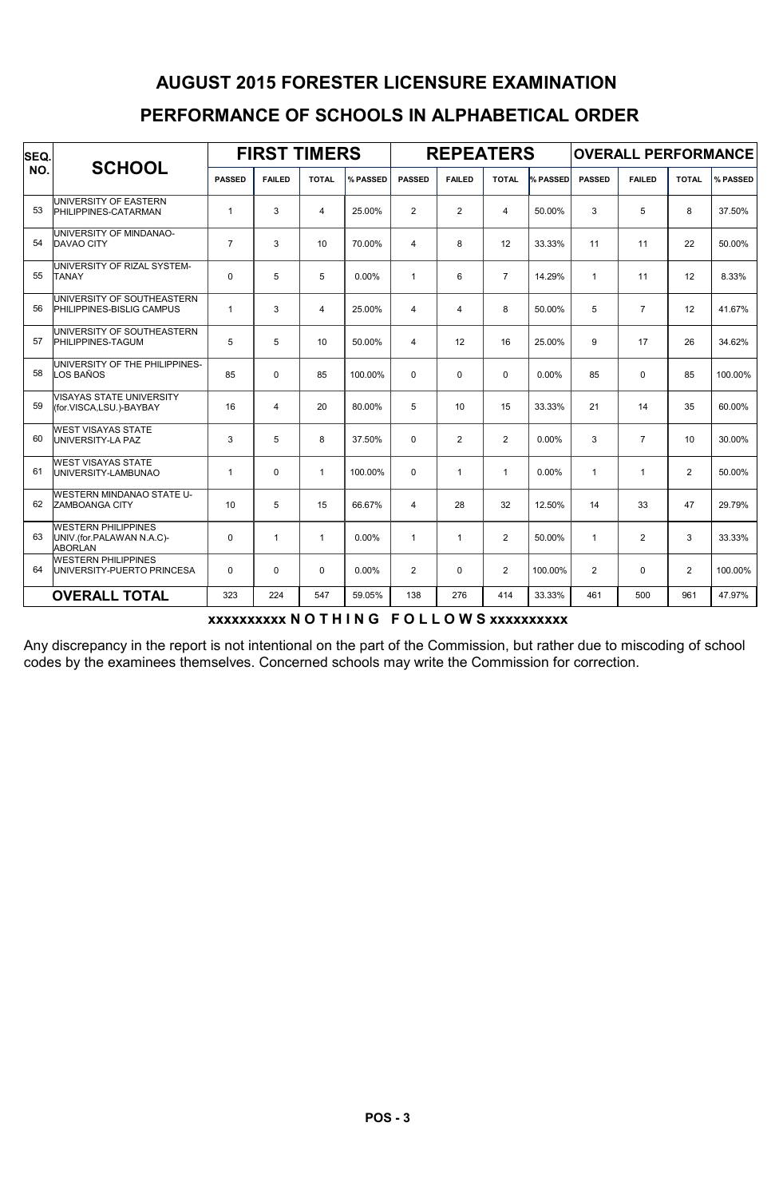## AUGUST 2015 FORESTER LICENSURE EXAMINATION

## PERFORMANCE OF SCHOOLS IN ALPHABETICAL ORDER

| SEQ. NO. | SCHOOL | FIRST TIMERS | | | | REPEATERS | | | | OVERALL PERFORMANCE | | | |
|---|---|---|---|---|---|---|---|---|---|---|---|---|---|
| | | PASSED | FAILED | TOTAL | % PASSED | PASSED | FAILED | TOTAL | % PASSED | PASSED | FAILED | TOTAL | % PASSED |
| 53 | UNIVERSITY OF EASTERN PHILIPPINES-CATARMAN | 1 | 3 | 4 | 25.00% | 2 | 2 | 4 | 50.00% | 3 | 5 | 8 | 37.50% |
| 54 | UNIVERSITY OF MINDANAO-DAVAO CITY | 7 | 3 | 10 | 70.00% | 4 | 8 | 12 | 33.33% | 11 | 11 | 22 | 50.00% |
| 55 | UNIVERSITY OF RIZAL SYSTEM-TANAY | 0 | 5 | 5 | 0.00% | 1 | 6 | 7 | 14.29% | 1 | 11 | 12 | 8.33% |
| 56 | UNIVERSITY OF SOUTHEASTERN PHILIPPINES-BISLIG CAMPUS | 1 | 3 | 4 | 25.00% | 4 | 4 | 8 | 50.00% | 5 | 7 | 12 | 41.67% |
| 57 | UNIVERSITY OF SOUTHEASTERN PHILIPPINES-TAGUM | 5 | 5 | 10 | 50.00% | 4 | 12 | 16 | 25.00% | 9 | 17 | 26 | 34.62% |
| 58 | UNIVERSITY OF THE PHILIPPINES-LOS BAÑOS | 85 | 0 | 85 | 100.00% | 0 | 0 | 0 | 0.00% | 85 | 0 | 85 | 100.00% |
| 59 | VISAYAS STATE UNIVERSITY (for.VISCA,LSU.)-BAYBAY | 16 | 4 | 20 | 80.00% | 5 | 10 | 15 | 33.33% | 21 | 14 | 35 | 60.00% |
| 60 | WEST VISAYAS STATE UNIVERSITY-LA PAZ | 3 | 5 | 8 | 37.50% | 0 | 2 | 2 | 0.00% | 3 | 7 | 10 | 30.00% |
| 61 | WEST VISAYAS STATE UNIVERSITY-LAMBUNAO | 1 | 0 | 1 | 100.00% | 0 | 1 | 1 | 0.00% | 1 | 1 | 2 | 50.00% |
| 62 | WESTERN MINDANAO STATE U-ZAMBOANGA CITY | 10 | 5 | 15 | 66.67% | 4 | 28 | 32 | 12.50% | 14 | 33 | 47 | 29.79% |
| 63 | WESTERN PHILIPPINES UNIV.(for.PALAWAN N.A.C)-ABORLAN | 0 | 1 | 1 | 0.00% | 1 | 1 | 2 | 50.00% | 1 | 2 | 3 | 33.33% |
| 64 | WESTERN PHILIPPINES UNIVERSITY-PUERTO PRINCESA | 0 | 0 | 0 | 0.00% | 2 | 0 | 2 | 100.00% | 2 | 0 | 2 | 100.00% |
| | **OVERALL TOTAL** | 323 | 224 | 547 | 59.05% | 138 | 276 | 414 | 33.33% | 461 | 500 | 961 | 47.97% |

**xxxxxxxxxx N O T H I N G F O L L O W S xxxxxxxxxx**

Any discrepancy in the report is not intentional on the part of the Commission, but rather due to miscoding of school codes by the examinees themselves. Concerned schools may write the Commission for correction.